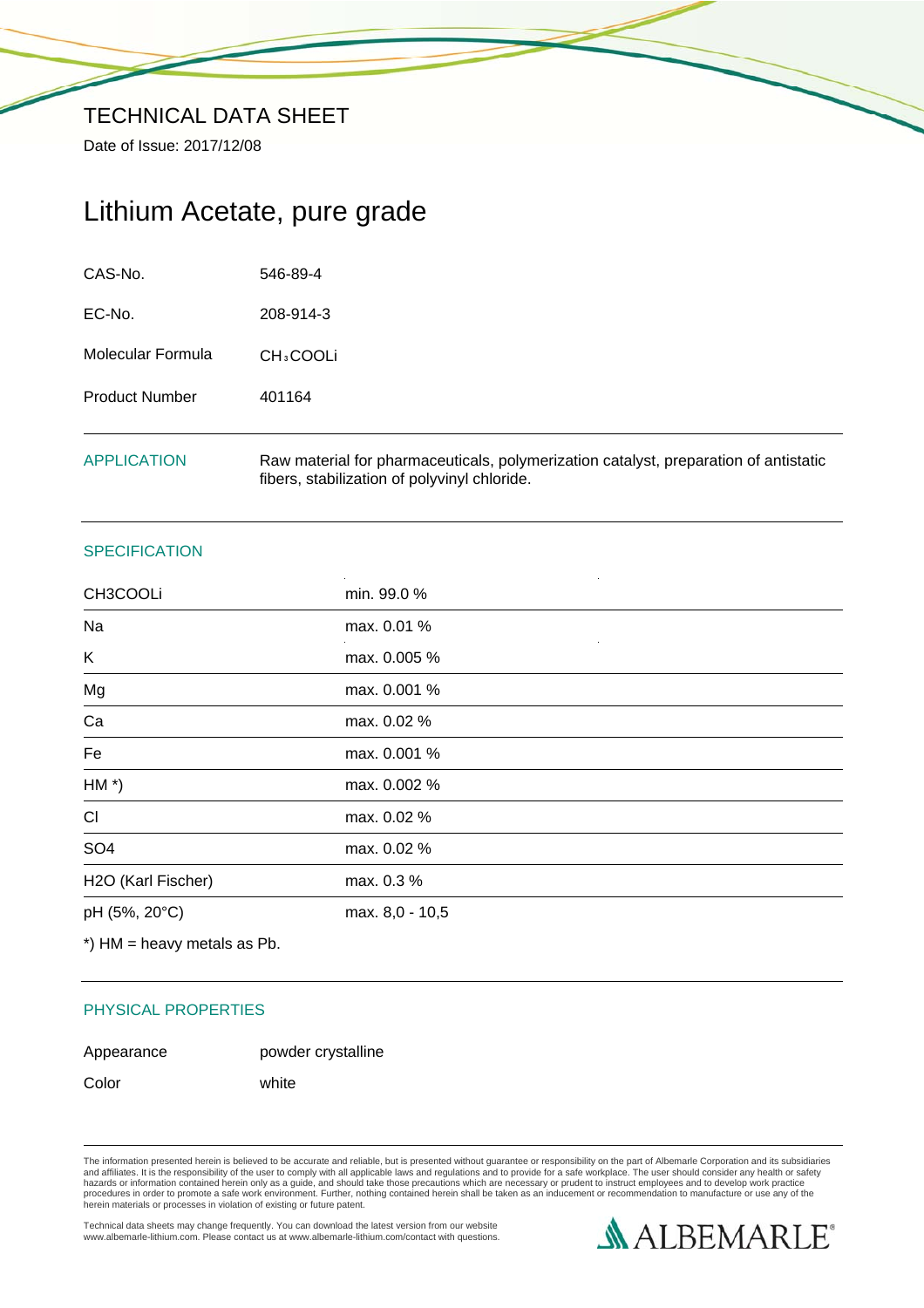# TECHNICAL DATA SHEET

Date of Issue: 2017/12/08

## Lithium Acetate, pure grade

| | |
|---|---|
| CAS-No. | 546-89-4 |
| EC-No. | 208-914-3 |
| Molecular Formula | $CH_3COOLi$ |
| Product Number | 401164 |

**APPLICATION**

Raw material for pharmaceuticals, polymerization catalyst, preparation of antistatic fibers, stabilization of polyvinyl chloride.

### SPECIFICATION

| | |
|---|---|
| CH3COOLi | min. 99.0 % |
| Na | max. 0.01 % |
| K | max. 0.005 % |
| Mg | max. 0.001 % |
| Ca | max. 0.02 % |
| Fe | max. 0.001 % |
| HM *) | max. 0.002 % |
| Cl | max. 0.02 % |
| SO4 | max. 0.02 % |
| H2O (Karl Fischer) | max. 0.3 % |
| pH (5%, 20°C) | max. 8,0 - 10,5 |

*) HM = heavy metals as Pb.

### PHYSICAL PROPERTIES

| | |
|---|---|
| Appearance | powder crystalline |
| Color | white |

The information presented herein is believed to be accurate and reliable, but is presented without guarantee or responsibility on the part of Albemarle Corporation and its subsidiaries and affiliates. It is the responsibility of the user to comply with all applicable laws and regulations and to provide for a safe workplace. The user should consider any health or safety hazards or information contained herein only as a guide, and should take those precautions which are necessary or prudent to instruct employees and to develop work practice procedures in order to promote a safe work environment. Further, nothing contained herein shall be taken as an inducement or recommendation to manufacture or use any of the herein materials or processes in violation of existing or future patent.

Technical data sheets may change frequently. You can download the latest version from our website www.albemarle-lithium.com. Please contact us at www.albemarle-lithium.com/contact with questions.

ALBEMARLE®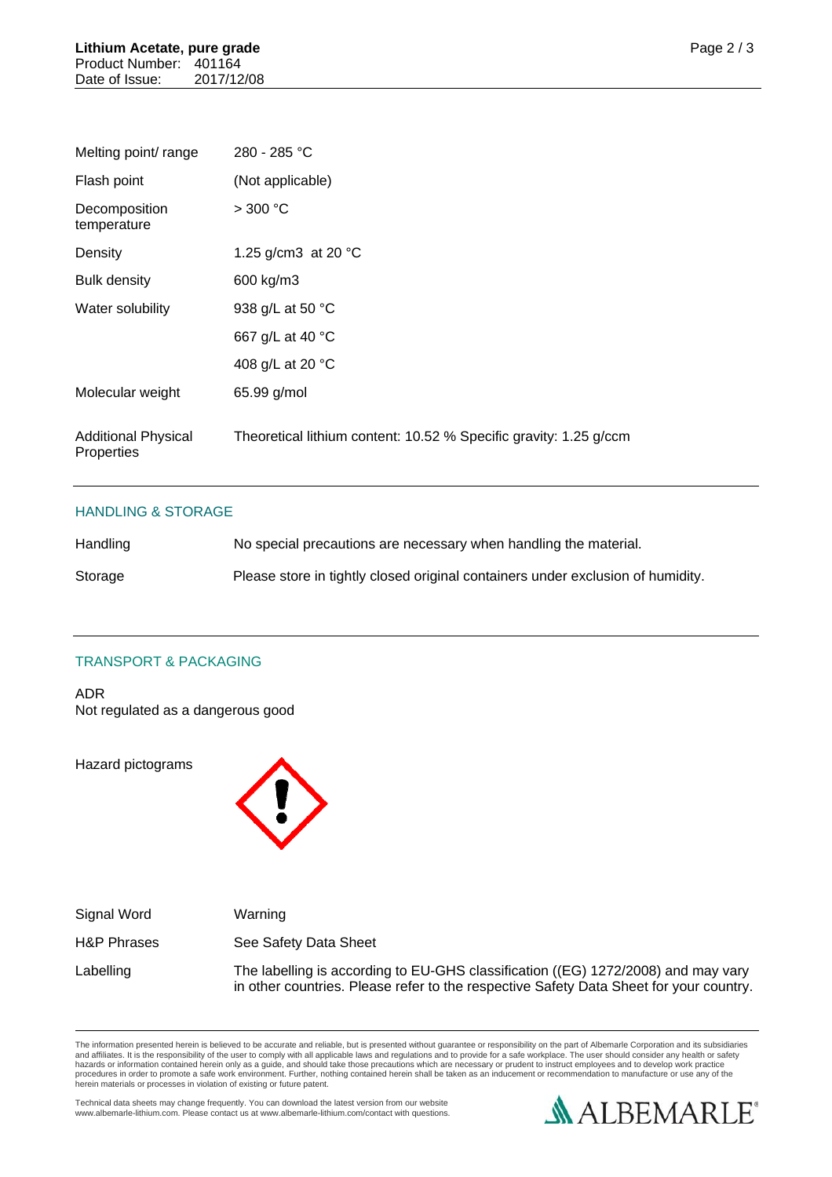| | |
|---|---|
| Melting point/ range | 280 - 285 °C |
| Flash point | (Not applicable) |
| Decomposition temperature | > 300 °C |
| Density | 1.25 g/cm3 at 20 °C |
| Bulk density | 600 kg/m3 |
| Water solubility | 938 g/L at 50 °C |
| | 667 g/L at 40 °C |
| | 408 g/L at 20 °C |
| Molecular weight | 65.99 g/mol |
| Additional Physical Properties | Theoretical lithium content: 10.52 % Specific gravity: 1.25 g/ccm |

## HANDLING & STORAGE

| | |
|---|---|
| Handling | No special precautions are necessary when handling the material. |
| Storage | Please store in tightly closed original containers under exclusion of humidity. |

## TRANSPORT & PACKAGING

ADR
Not regulated as a dangerous good

Hazard pictograms

| | |
|---|---|
| Signal Word | Warning |
| H&P Phrases | See Safety Data Sheet |
| Labelling | The labelling is according to EU-GHS classification ((EG) 1272/2008) and may vary in other countries. Please refer to the respective Safety Data Sheet for your country. |

The information presented herein is believed to be accurate and reliable, but is presented without guarantee or responsibility on the part of Albemarle Corporation and its subsidiaries and affiliates. It is the responsibility of the user to comply with all applicable laws and regulations and to provide for a safe workplace. The user should consider any health or safety hazards or information contained herein only as a guide, and should take those precautions which are necessary or prudent to instruct employees and to develop work practice procedures in order to promote a safe work environment. Further, nothing contained herein shall be taken as an inducement or recommendation to manufacture or use any of the herein materials or processes in violation of existing or future patent.

Technical data sheets may change frequently. You can download the latest version from our website www.albemarle-lithium.com. Please contact us at www.albemarle-lithium.com/contact with questions.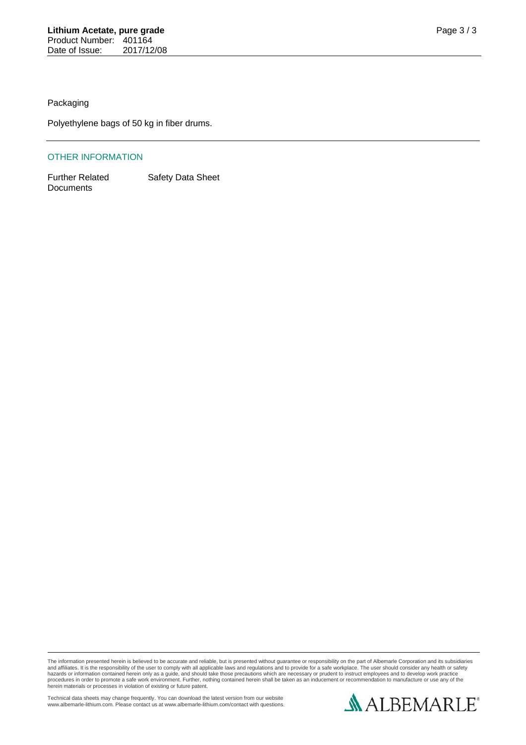Packaging

Polyethylene bags of 50 kg in fiber drums.

## OTHER INFORMATION

| | |
|---|---|
| Further Related Documents | Safety Data Sheet |

The information presented herein is believed to be accurate and reliable, but is presented without guarantee or responsibility on the part of Albemarle Corporation and its subsidiaries and affiliates. It is the responsibility of the user to comply with all applicable laws and regulations and to provide for a safe workplace. The user should consider any health or safety hazards or information contained herein only as a guide, and should take those precautions which are necessary or prudent to instruct employees and to develop work practice procedures in order to promote a safe work environment. Further, nothing contained herein shall be taken as an inducement or recommendation to manufacture or use any of the herein materials or processes in violation of existing or future patent.

Technical data sheets may change frequently. You can download the latest version from our website www.albemarle-lithium.com. Please contact us at www.albemarle-lithium.com/contact with questions.

ALBEMARLE®